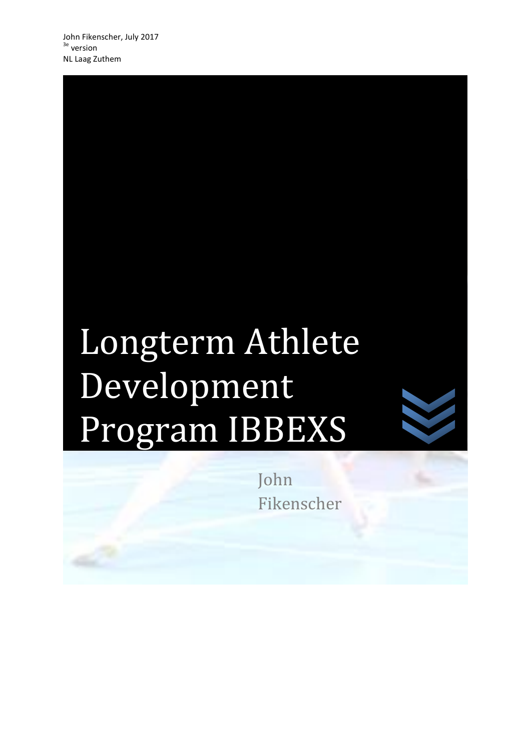John Fikenscher, July 2017
3e version
NL Laag Zuthem

# Longterm Athlete Development Program IBBEXS

John Fikenscher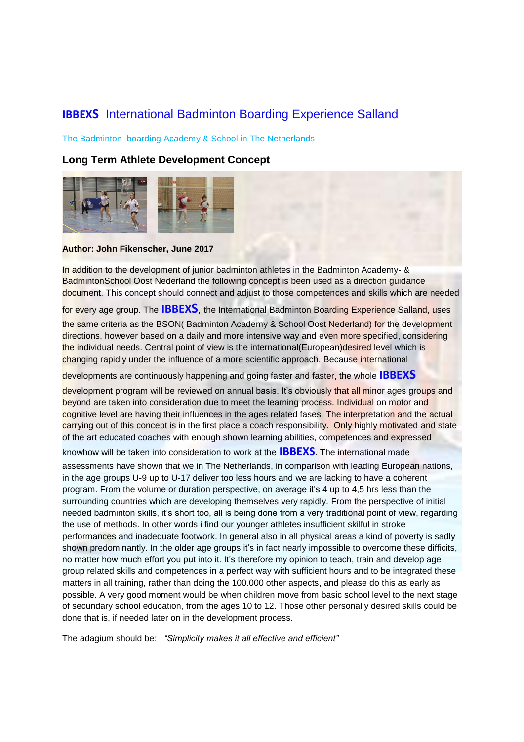# IBBEXS International Badminton Boarding Experience Salland

The Badminton boarding Academy & School in The Netherlands

## Long Term Athlete Development Concept

**Author: John Fikenscher, June 2017**

In addition to the development of junior badminton athletes in the Badminton Academy- & BadmintonSchool Oost Nederland the following concept is been used as a direction guidance document. This concept should connect and adjust to those competences and skills which are needed for every age group. The **IBBEXS**, the International Badminton Boarding Experience Salland, uses the same criteria as the BSON( Badminton Academy & School Oost Nederland) for the development directions, however based on a daily and more intensive way and even more specified, considering the individual needs. Central point of view is the international(European)desired level which is changing rapidly under the influence of a more scientific approach. Because international developments are continuously happening and going faster and faster, the whole **IBBEXS** development program will be reviewed on annual basis. It's obviously that all minor ages groups and beyond are taken into consideration due to meet the learning process. Individual on motor and cognitive level are having their influences in the ages related fases. The interpretation and the actual carrying out of this concept is in the first place a coach responsibility. Only highly motivated and state of the art educated coaches with enough shown learning abilities, competences and expressed knowhow will be taken into consideration to work at the **IBBEXS**. The international made assessments have shown that we in The Netherlands, in comparison with leading European nations, in the age groups U-9 up to U-17 deliver too less hours and we are lacking to have a coherent program. From the volume or duration perspective, on average it's 4 up to 4,5 hrs less than the surrounding countries which are developing themselves very rapidly. From the perspective of initial needed badminton skills, it's short too, all is being done from a very traditional point of view, regarding the use of methods. In other words i find our younger athletes insufficient skilful in stroke performances and inadequate footwork. In general also in all physical areas a kind of poverty is sadly shown predominantly. In the older age groups it's in fact nearly impossible to overcome these difficits, no matter how much effort you put into it. It's therefore my opinion to teach, train and develop age group related skills and competences in a perfect way with sufficient hours and to be integrated these matters in all training, rather than doing the 100.000 other aspects, and please do this as early as possible. A very good moment would be when children move from basic school level to the next stage of secundary school education, from the ages 10 to 12. Those other personally desired skills could be done that is, if needed later on in the development process.

The adagium should be*: "Simplicity makes it all effective and efficient"*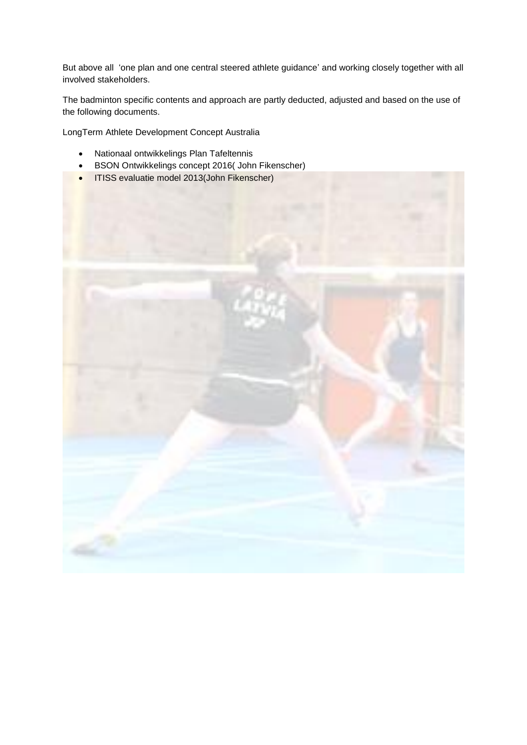But above all 'one plan and one central steered athlete guidance' and working closely together with all involved stakeholders.

The badminton specific contents and approach are partly deducted, adjusted and based on the use of the following documents.

LongTerm Athlete Development Concept Australia

- Nationaal ontwikkelings Plan Tafeltennis
- BSON Ontwikkelings concept 2016( John Fikenscher)
- ITISS evaluatie model 2013(John Fikenscher)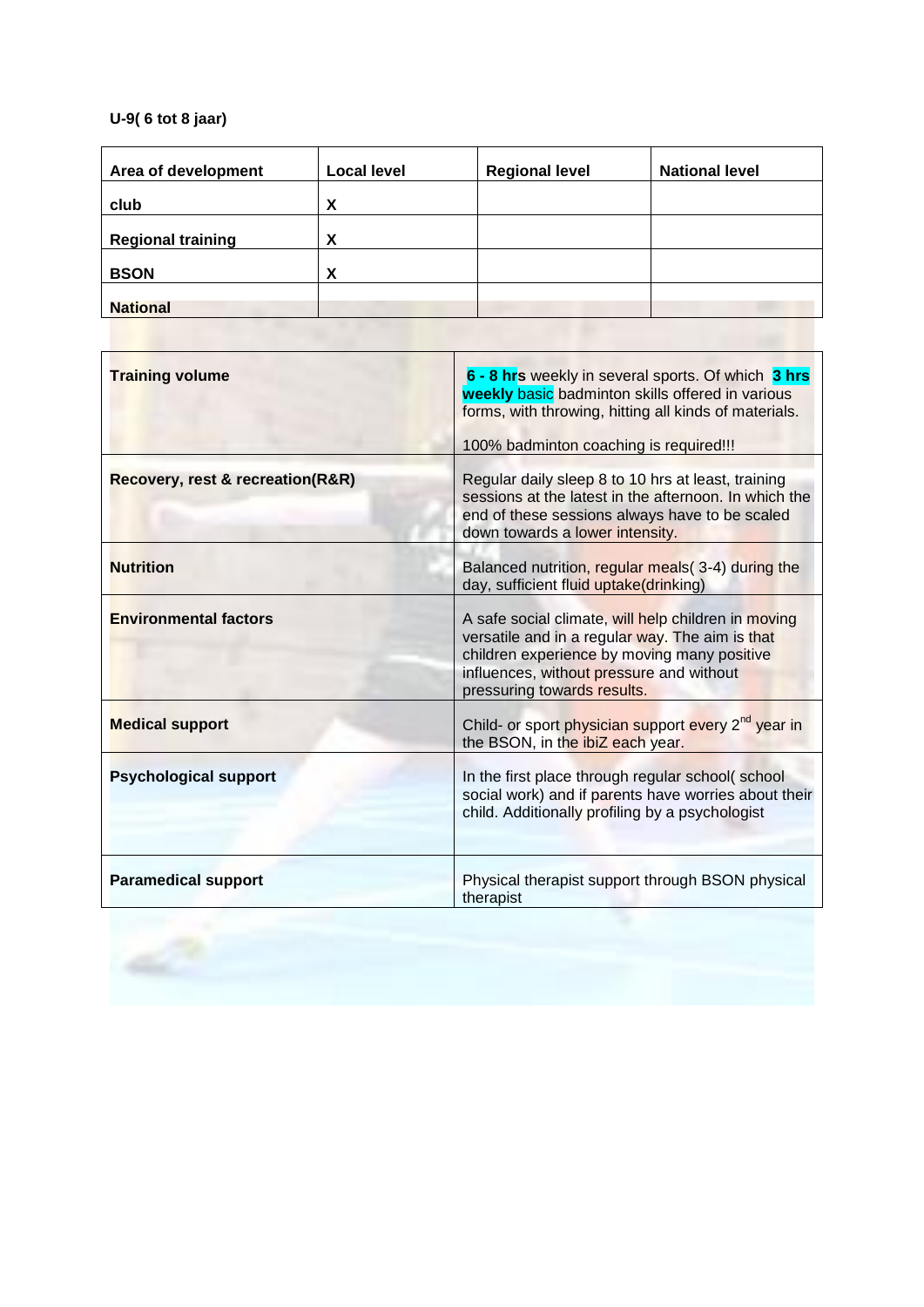**U-9( 6 tot 8 jaar)**

| Area of development | Local level | Regional level | National level |
|---|---|---|---|
| club | X | | |
| Regional training | X | | |
| BSON | X | | |
| National | | | |

| | |
|---|---|
| **Training volume** | **6 - 8 hrs** weekly in several sports. Of which **3 hrs weekly** basic badminton skills offered in various forms, with throwing, hitting all kinds of materials.<br><br>100% badminton coaching is required!!! |
| **Recovery, rest & recreation(R&R)** | Regular daily sleep 8 to 10 hrs at least, training sessions at the latest in the afternoon. In which the end of these sessions always have to be scaled down towards a lower intensity. |
| **Nutrition** | Balanced nutrition, regular meals( 3-4) during the day, sufficient fluid uptake(drinking) |
| **Environmental factors** | A safe social climate, will help children in moving versatile and in a regular way. The aim is that children experience by moving many positive influences, without pressure and without pressuring towards results. |
| **Medical support** | Child- or sport physician support every 2nd year in the BSON, in the ibiZ each year. |
| **Psychological support** | In the first place through regular school( school social work) and if parents have worries about their child. Additionally profiling by a psychologist |
| **Paramedical support** | Physical therapist support through BSON physical therapist |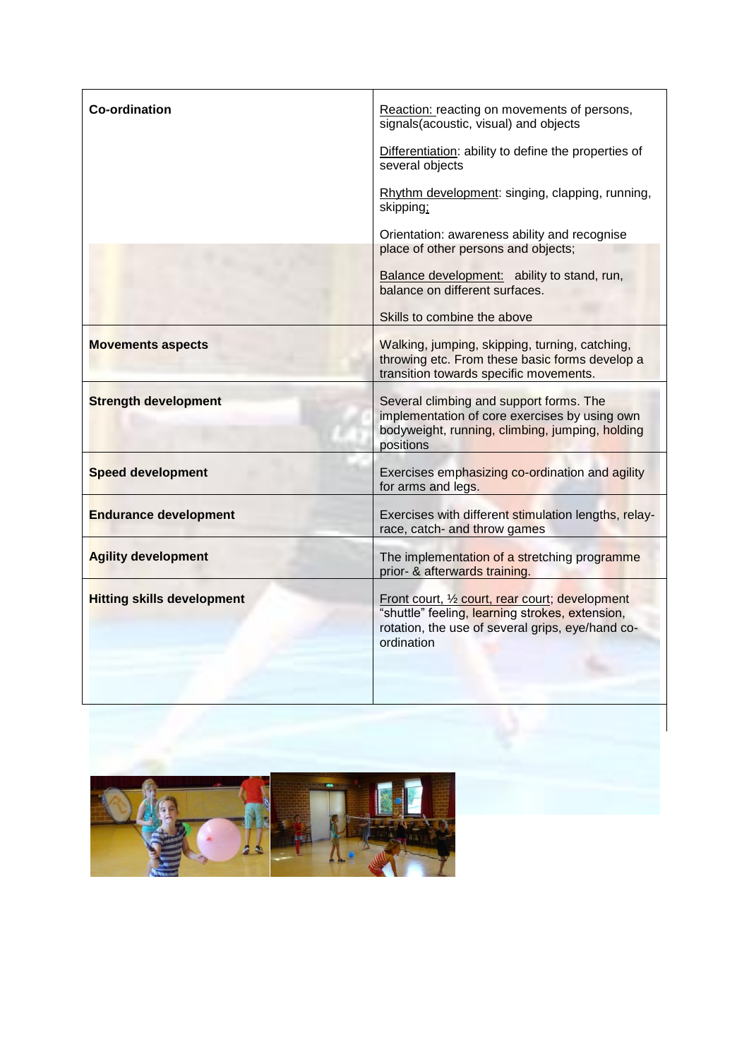| | |
|---|---|
| **Co-ordination** | Reaction: reacting on movements of persons, signals(acoustic, visual) and objects<br><br>Differentiation: ability to define the properties of several objects<br><br>Rhythm development: singing, clapping, running, skipping;<br><br>Orientation: awareness ability and recognise place of other persons and objects;<br><br>Balance development: ability to stand, run, balance on different surfaces.<br><br>Skills to combine the above |
| **Movements aspects** | Walking, jumping, skipping, turning, catching, throwing etc. From these basic forms develop a transition towards specific movements. |
| **Strength development** | Several climbing and support forms. The implementation of core exercises by using own bodyweight, running, climbing, jumping, holding positions |
| **Speed development** | Exercises emphasizing co-ordination and agility for arms and legs. |
| **Endurance development** | Exercises with different stimulation lengths, relay-race, catch- and throw games |
| **Agility development** | The implementation of a stretching programme prior- & afterwards training. |
| **Hitting skills development** | Front court, ½ court, rear court; development "shuttle" feeling, learning strokes, extension, rotation, the use of several grips, eye/hand co-ordination |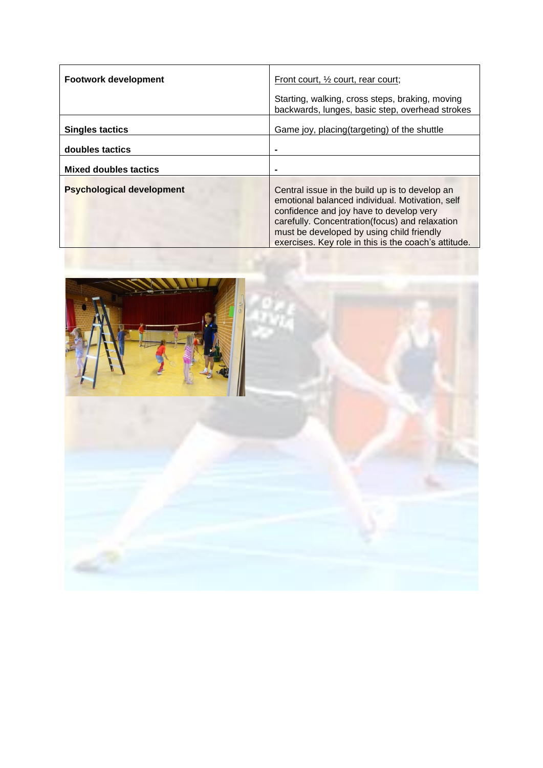| Footwork development | Front court, ½ court, rear court;<br><br>Starting, walking, cross steps, braking, moving backwards, lunges, basic step, overhead strokes |
|---|---|
| **Singles tactics** | Game joy, placing(targeting) of the shuttle |
| **doubles tactics** | - |
| **Mixed doubles tactics** | - |
| **Psychological development** | Central issue in the build up is to develop an emotional balanced individual. Motivation, self confidence and joy have to develop very carefully. Concentration(focus) and relaxation must be developed by using child friendly exercises. Key role in this is the coach's attitude. |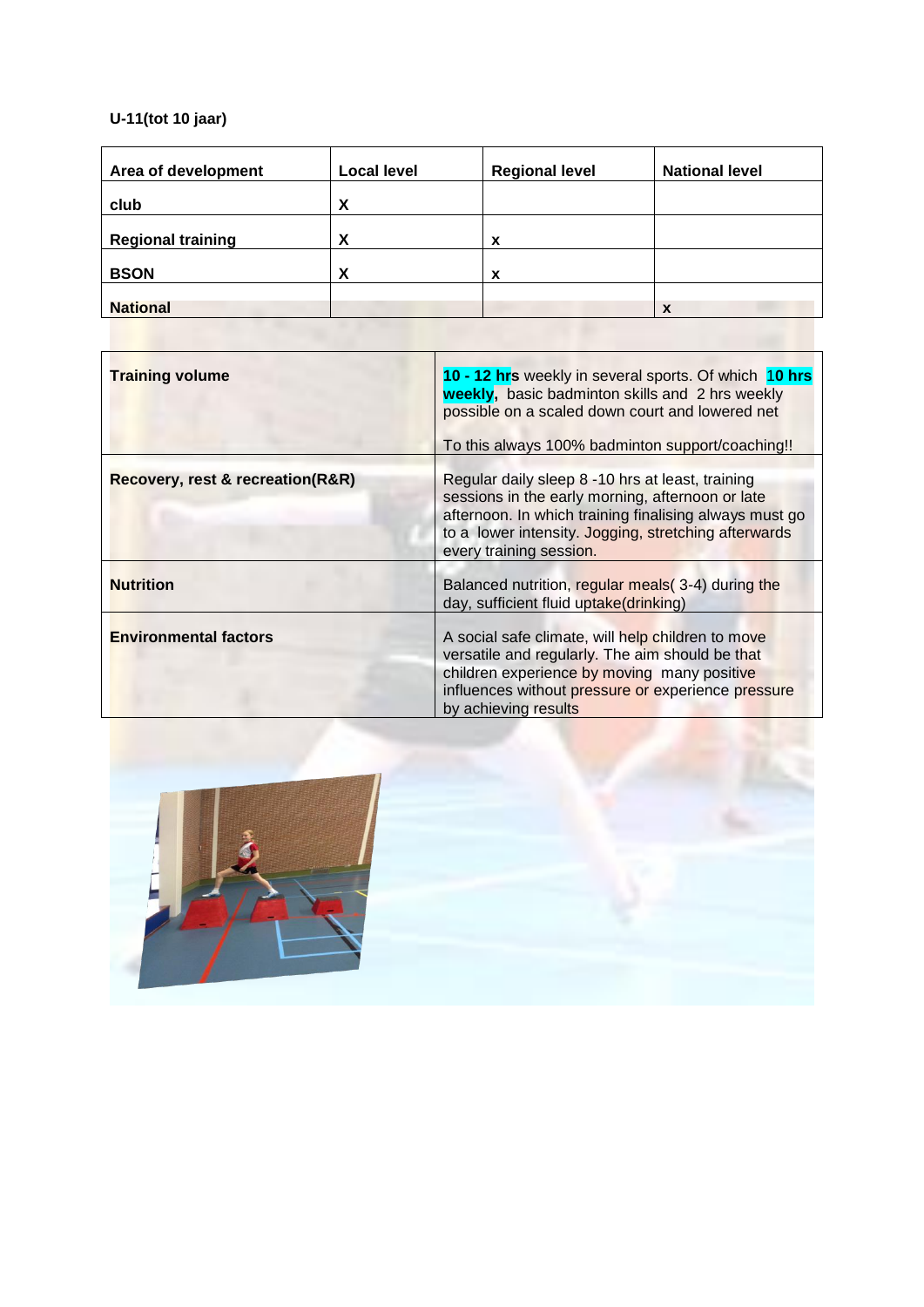**U-11(tot 10 jaar)**

| Area of development | Local level | Regional level | National level |
|---|---|---|---|
| club | X | | |
| Regional training | X | x | |
| BSON | X | x | |
| National | | | x |

| | |
|---|---|
| **Training volume** | **10 - 12 hrs** weekly in several sports. Of which **10 hrs weekly,** basic badminton skills and 2 hrs weekly possible on a scaled down court and lowered net<br><br>To this always 100% badminton support/coaching!! |
| **Recovery, rest & recreation(R&R)** | Regular daily sleep 8 -10 hrs at least, training sessions in the early morning, afternoon or late afternoon. In which training finalising always must go to a lower intensity. Jogging, stretching afterwards every training session. |
| **Nutrition** | Balanced nutrition, regular meals( 3-4) during the day, sufficient fluid uptake(drinking) |
| **Environmental factors** | A social safe climate, will help children to move versatile and regularly. The aim should be that children experience by moving many positive influences without pressure or experience pressure by achieving results |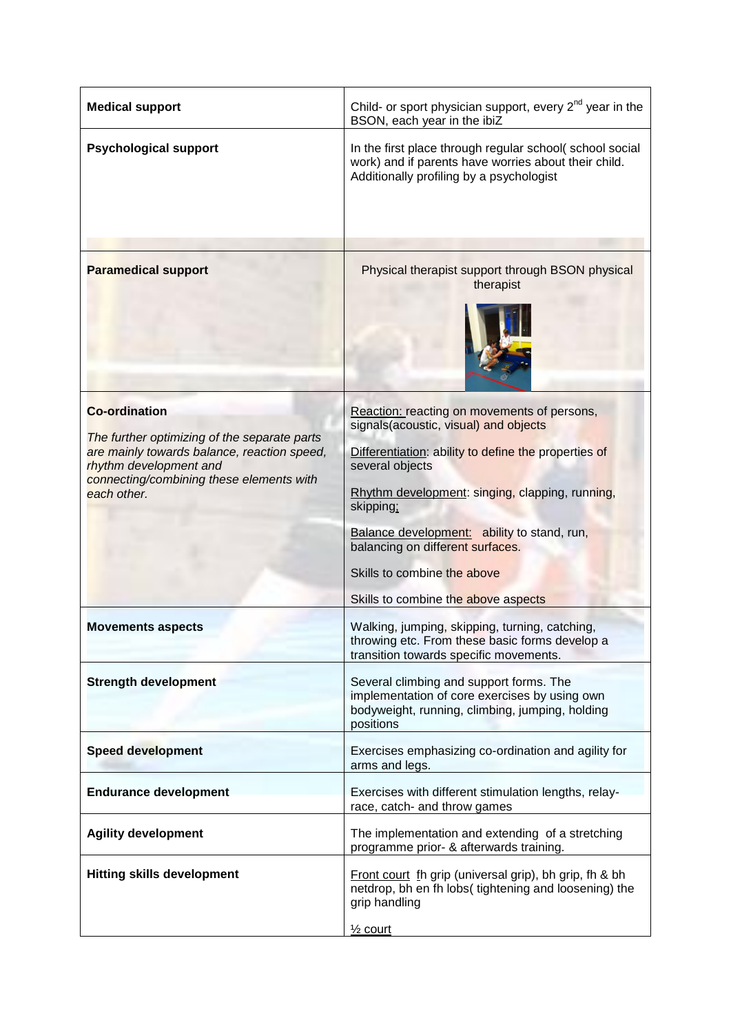| **Medical support** | Child- or sport physician support, every 2nd year in the BSON, each year in the ibiZ |
|---|---|
| **Psychological support** | In the first place through regular school( school social work) and if parents have worries about their child. Additionally profiling by a psychologist |
| **Paramedical support** | Physical therapist support through BSON physical therapist |
| **Co-ordination**<br><br>*The further optimizing of the separate parts are mainly towards balance, reaction speed, rhythm development and connecting/combining these elements with each other.* | <u>Reaction:</u> reacting on movements of persons, signals(acoustic, visual) and objects<br><br><u>Differentiation</u>: ability to define the properties of several objects<br><br><u>Rhythm development</u>: singing, clapping, running, skipping;<br><br><u>Balance development:</u> ability to stand, run, balancing on different surfaces.<br><br>Skills to combine the above<br><br>Skills to combine the above aspects |
| **Movements aspects** | Walking, jumping, skipping, turning, catching, throwing etc. From these basic forms develop a transition towards specific movements. |
| **Strength development** | Several climbing and support forms. The implementation of core exercises by using own bodyweight, running, climbing, jumping, holding positions |
| **Speed development** | Exercises emphasizing co-ordination and agility for arms and legs. |
| **Endurance development** | Exercises with different stimulation lengths, relay-race, catch- and throw games |
| **Agility development** | The implementation and extending of a stretching programme prior- & afterwards training. |
| **Hitting skills development** | <u>Front court</u> fh grip (universal grip), bh grip, fh & bh netdrop, bh en fh lobs( tightening and loosening) the grip handling<br><br><u>½ court</u> |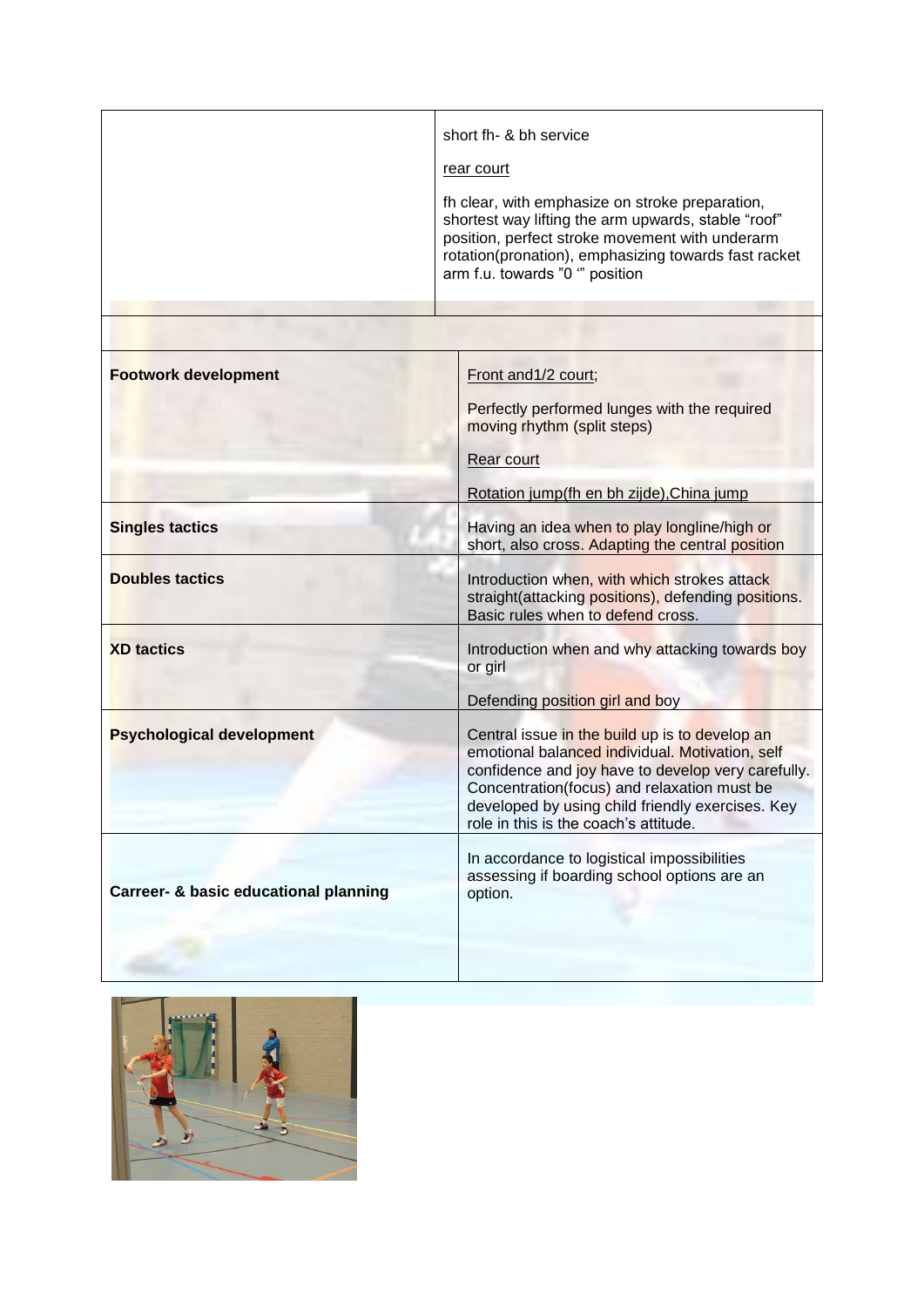| | |
|---|---|
| | short fh- & bh service<br><br>rear court<br><br>fh clear, with emphasize on stroke preparation, shortest way lifting the arm upwards, stable "roof" position, perfect stroke movement with underarm rotation(pronation), emphasizing towards fast racket arm f.u. towards "0 '" position |
| | |
| **Footwork development** | Front and1/2 court;<br><br>Perfectly performed lunges with the required moving rhythm (split steps)<br><br>Rear court<br><br>Rotation jump(fh en bh zijde),China jump |
| **Singles tactics** | Having an idea when to play longline/high or short, also cross. Adapting the central position |
| **Doubles tactics** | Introduction when, with which strokes attack straight(attacking positions), defending positions. Basic rules when to defend cross. |
| **XD tactics** | Introduction when and why attacking towards boy or girl<br><br>Defending position girl and boy |
| **Psychological development** | Central issue in the build up is to develop an emotional balanced individual. Motivation, self confidence and joy have to develop very carefully. Concentration(focus) and relaxation must be developed by using child friendly exercises. Key role in this is the coach's attitude. |
| **Carreer- & basic educational planning** | In accordance to logistical impossibilities assessing if boarding school options are an option. |